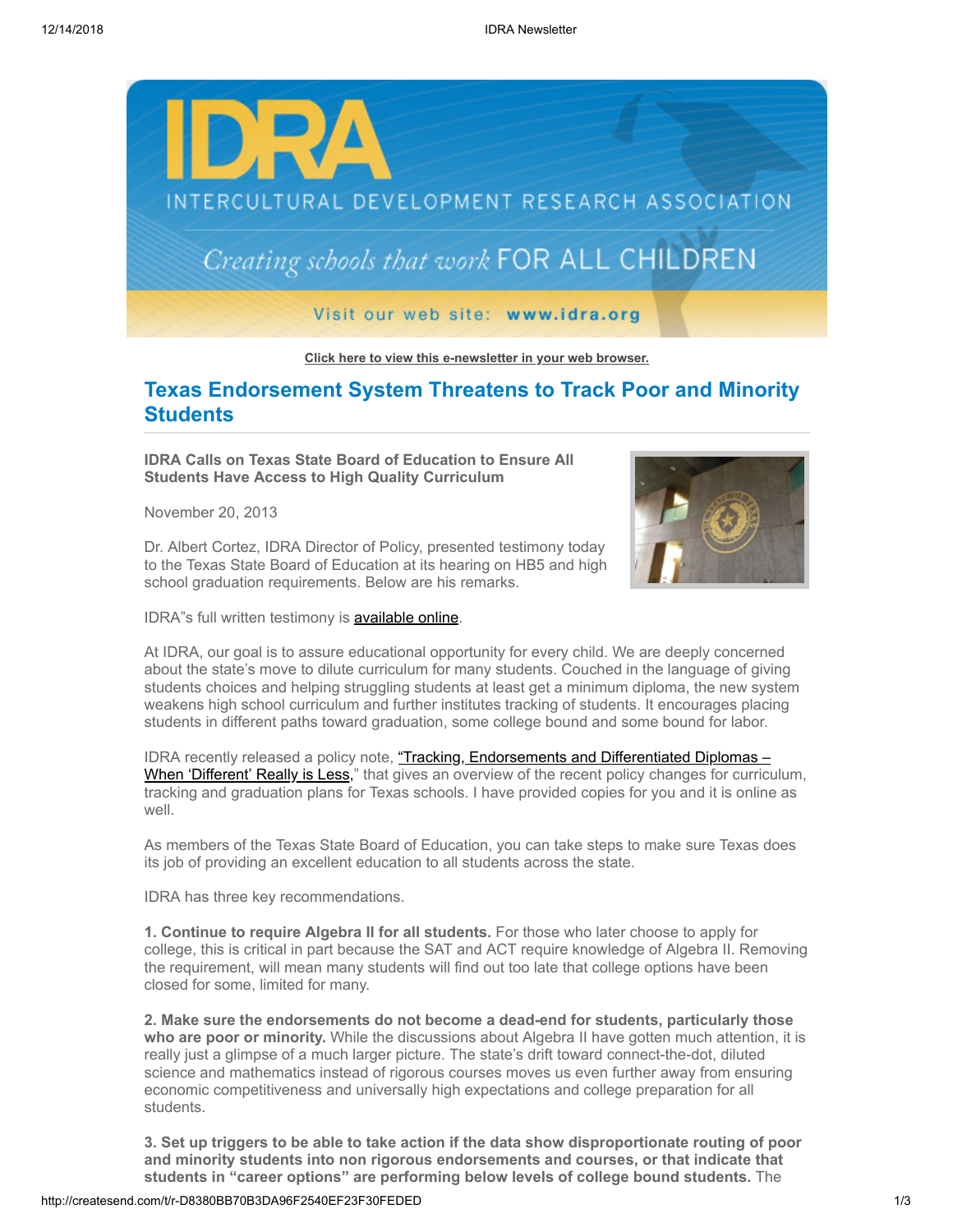Click here to view this e-newsletter in your web browser.

# Texas Endorsement System Threatens to Track Poor and Minority Students

**IDRA Calls on Texas State Board of Education to Ensure All Students Have Access to High Quality Curriculum**

November 20, 2013

Dr. Albert Cortez, IDRA Director of Policy, presented testimony today to the Texas State Board of Education at its hearing on HB5 and high school graduation requirements. Below are his remarks.

IDRA"s full written testimony is available online.

At IDRA, our goal is to assure educational opportunity for every child. We are deeply concerned about the state's move to dilute curriculum for many students. Couched in the language of giving students choices and helping struggling students at least get a minimum diploma, the new system weakens high school curriculum and further institutes tracking of students. It encourages placing students in different paths toward graduation, some college bound and some bound for labor.

IDRA recently released a policy note, "Tracking, Endorsements and Differentiated Diplomas – When 'Different' Really is Less," that gives an overview of the recent policy changes for curriculum, tracking and graduation plans for Texas schools. I have provided copies for you and it is online as well.

As members of the Texas State Board of Education, you can take steps to make sure Texas does its job of providing an excellent education to all students across the state.

IDRA has three key recommendations.

**1. Continue to require Algebra II for all students.** For those who later choose to apply for college, this is critical in part because the SAT and ACT require knowledge of Algebra II. Removing the requirement, will mean many students will find out too late that college options have been closed for some, limited for many.

**2. Make sure the endorsements do not become a dead-end for students, particularly those who are poor or minority.** While the discussions about Algebra II have gotten much attention, it is really just a glimpse of a much larger picture. The state's drift toward connect-the-dot, diluted science and mathematics instead of rigorous courses moves us even further away from ensuring economic competitiveness and universally high expectations and college preparation for all students.

**3. Set up triggers to be able to take action if the data show disproportionate routing of poor and minority students into non rigorous endorsements and courses, or that indicate that students in "career options" are performing below levels of college bound students.** The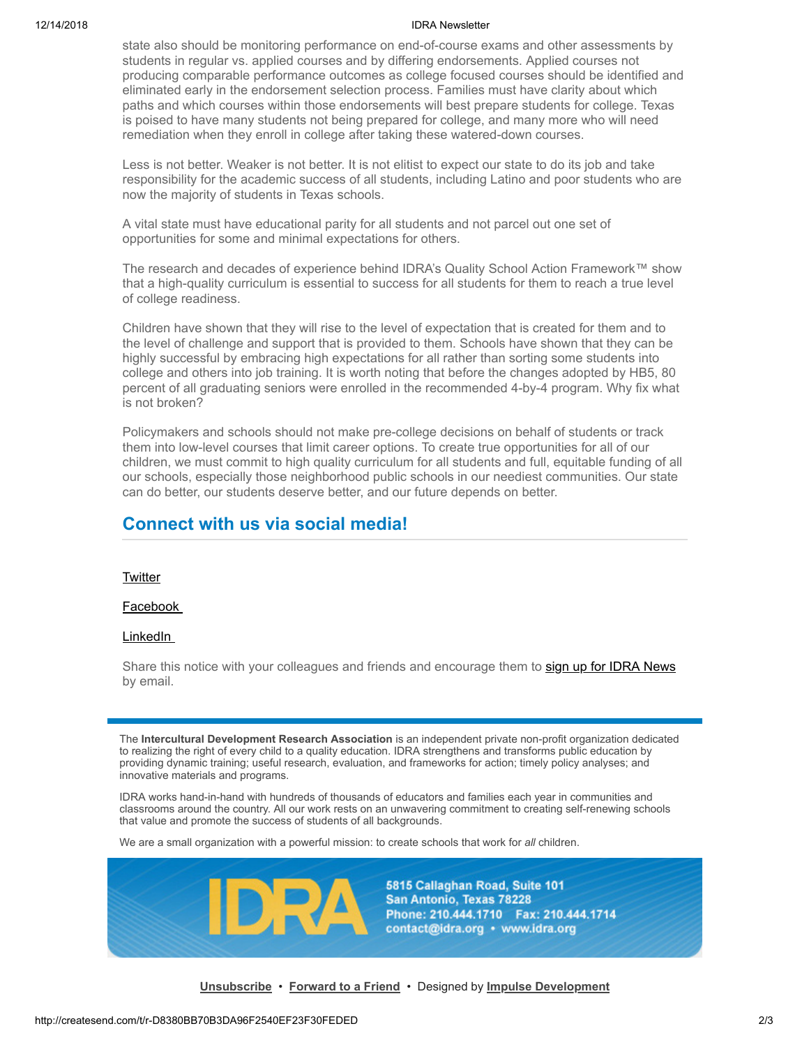state also should be monitoring performance on end-of-course exams and other assessments by students in regular vs. applied courses and by differing endorsements. Applied courses not producing comparable performance outcomes as college focused courses should be identified and eliminated early in the endorsement selection process. Families must have clarity about which paths and which courses within those endorsements will best prepare students for college. Texas is poised to have many students not being prepared for college, and many more who will need remediation when they enroll in college after taking these watered-down courses.

Less is not better. Weaker is not better. It is not elitist to expect our state to do its job and take responsibility for the academic success of all students, including Latino and poor students who are now the majority of students in Texas schools.

A vital state must have educational parity for all students and not parcel out one set of opportunities for some and minimal expectations for others.

The research and decades of experience behind IDRA's Quality School Action Framework™ show that a high-quality curriculum is essential to success for all students for them to reach a true level of college readiness.

Children have shown that they will rise to the level of expectation that is created for them and to the level of challenge and support that is provided to them. Schools have shown that they can be highly successful by embracing high expectations for all rather than sorting some students into college and others into job training. It is worth noting that before the changes adopted by HB5, 80 percent of all graduating seniors were enrolled in the recommended 4-by-4 program. Why fix what is not broken?

Policymakers and schools should not make pre-college decisions on behalf of students or track them into low-level courses that limit career options. To create true opportunities for all of our children, we must commit to high quality curriculum for all students and full, equitable funding of all our schools, especially those neighborhood public schools in our neediest communities. Our state can do better, our students deserve better, and our future depends on better.

## Connect with us via social media!

Twitter

Facebook

LinkedIn

Share this notice with your colleagues and friends and encourage them to sign up for IDRA News by email.

---

The **Intercultural Development Research Association** is an independent private non-profit organization dedicated to realizing the right of every child to a quality education. IDRA strengthens and transforms public education by providing dynamic training; useful research, evaluation, and frameworks for action; timely policy analyses; and innovative materials and programs.

IDRA works hand-in-hand with hundreds of thousands of educators and families each year in communities and classrooms around the country. All our work rests on an unwavering commitment to creating self-renewing schools that value and promote the success of students of all backgrounds.

We are a small organization with a powerful mission: to create schools that work for *all* children.

IDRA
5815 Callaghan Road, Suite 101
San Antonio, Texas 78228
Phone: 210.444.1710 Fax: 210.444.1714
contact@idra.org • www.idra.org

Unsubscribe • Forward to a Friend • Designed by Impulse Development